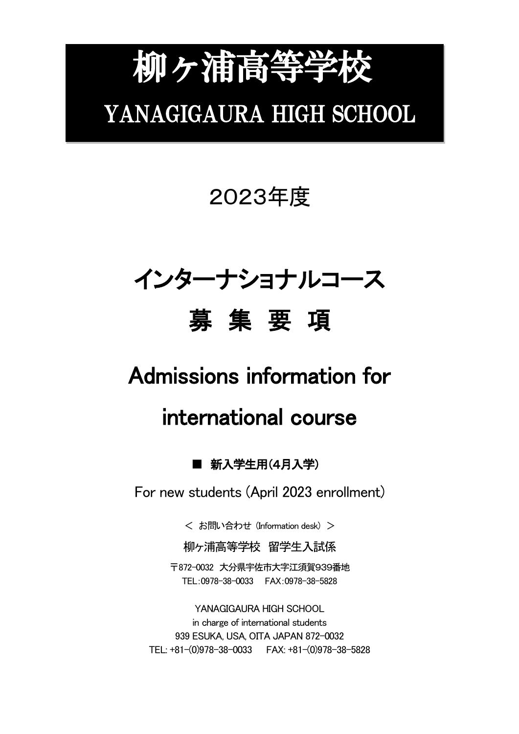# 柳ヶ浦高等学校

# YANAGIGAURA HIGH SCHOOL

2023年度

# インターナショナルコース

# 募 集 要 項

# Admissions information for international course

■ **新入学生用(4月入学)**

For new students (April 2023 enrollment)

＜ お問い合わせ (Information desk) ＞

柳ヶ浦高等学校　留学生入試係

〒872-0032 大分県宇佐市大字江須賀939番地
TEL:0978-38-0033　FAX:0978-38-5828

YANAGIGAURA HIGH SCHOOL
in charge of international students
939 ESUKA, USA, OITA JAPAN 872-0032
TEL: +81-(0)978-38-0033　FAX: +81-(0)978-38-5828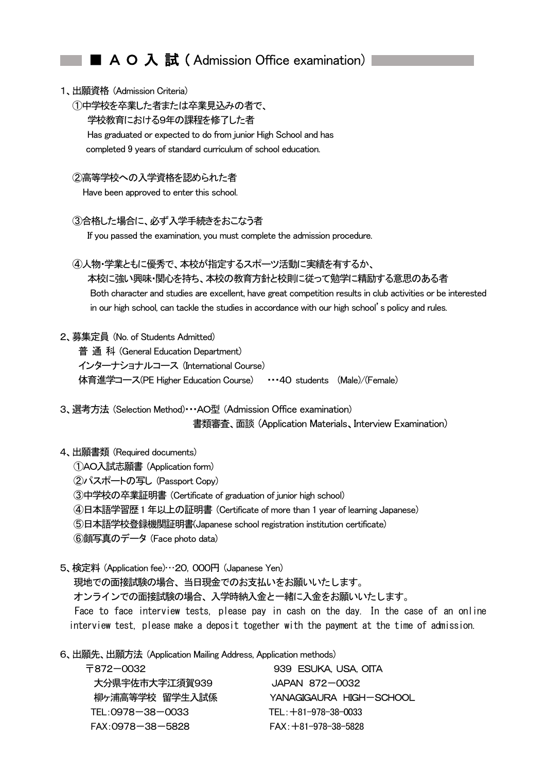## ■ ＡＯ入試（Admission Office examination）

1、出願資格（Admission Criteria）

①中学校を卒業した者または卒業見込みの者で、
学校教育における9年の課程を修了した者
Has graduated or expected to do from junior High School and has completed 9 years of standard curriculum of school education.

②高等学校への入学資格を認められた者
Have been approved to enter this school.

③合格した場合に、必ず入学手続きをおこなう者
If you passed the examination, you must complete the admission procedure.

④人物・学業ともに優秀で、本校が指定するスポーツ活動に実績を有するか、
本校に強い興味・関心を持ち、本校の教育方針と校則に従って勉学に精励する意思のある者
Both character and studies are excellent, have great competition results in club activities or be interested in our high school, can tackle the studies in accordance with our high school's policy and rules.

2、募集定員（No. of Students Admitted）

普 通 科（General Education Department）
インターナショナルコース（International Course）
体育進学コース(PE Higher Education Course)　・・・40 students （Male)/(Female)

3、選考方法（Selection Method)・・・AO型（Admission Office examination）
書類審査、面談（Application Materials、Interview Examination）

4、出願書類（Required documents）

①AO入試志願書（Application form）
②パスポートの写し（Passport Copy）
③中学校の卒業証明書（Certificate of graduation of junior high school）
④日本語学習歴１年以上の証明書（Certificate of more than 1 year of learning Japanese）
⑤日本語学校登録機関証明書(Japanese school registration institution certificate)
⑥顔写真のデータ（Face photo data）

5、検定料（Application fee)…20, 000円（Japanese Yen）

現地での面接試験の場合、当日現金でのお支払いをお願いいたします。
オンラインでの面接試験の場合、入学時納入金と一緒に入金をお願いいたします。
Face to face interview tests, please pay in cash on the day. In the case of an online interview test, please make a deposit together with the payment at the time of admission.

6、出願先、出願方法（Application Mailing Address, Application methods）

〒872－0032
大分県宇佐市大字江須賀939
柳ヶ浦高等学校　留学生入試係
TEL:0978－38－0033
FAX:0978－38－5828

939 ESUKA, USA, OITA
JAPAN 872－0032
YANAGIGAURA HIGH－SCHOOL
TEL:＋81-978-38-0033
FAX:＋81-978-38-5828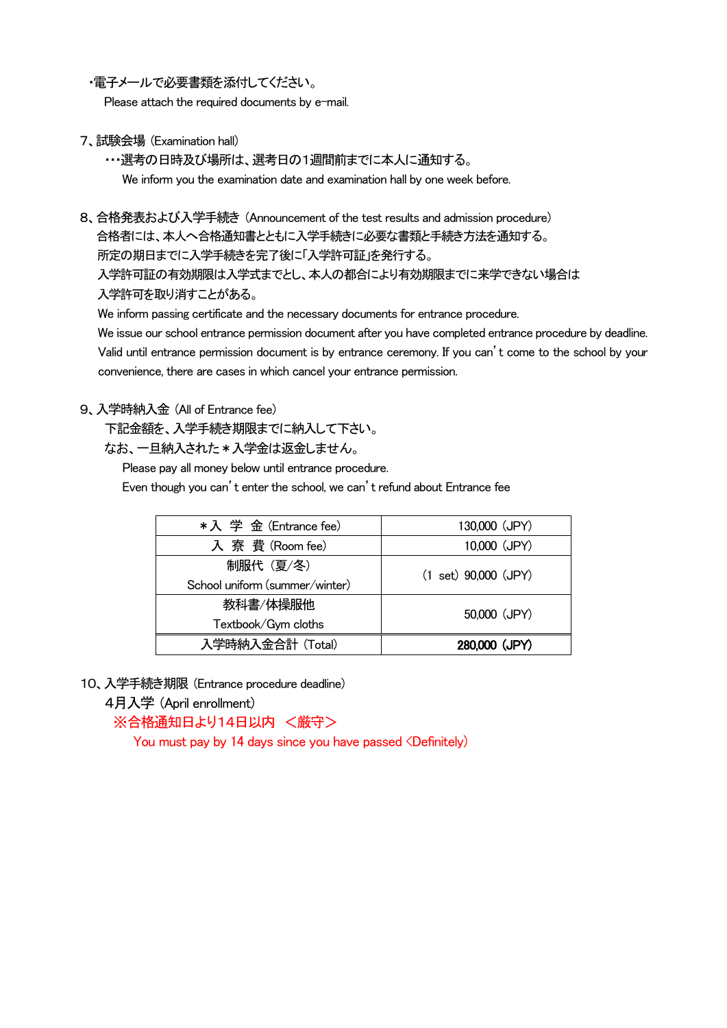・電子メールで必要書類を添付してください。

Please attach the required documents by e-mail.

7、試験会場 (Examination hall)

・・・選考の日時及び場所は、選考日の1週間前までに本人に通知する。

We inform you the examination date and examination hall by one week before.

8、合格発表および入学手続き (Announcement of the test results and admission procedure)

合格者には、本人へ合格通知書とともに入学手続きに必要な書類と手続き方法を通知する。
所定の期日までに入学手続きを完了後に「入学許可証」を発行する。
入学許可証の有効期限は入学式までとし、本人の都合により有効期限までに来学できない場合は
入学許可を取り消すことがある。

We inform passing certificate and the necessary documents for entrance procedure.
We issue our school entrance permission document after you have completed entrance procedure by deadline.
Valid until entrance permission document is by entrance ceremony. If you can't come to the school by your convenience, there are cases in which cancel your entrance permission.

9、入学時納入金 (All of Entrance fee)

下記金額を、入学手続き期限までに納入して下さい。
なお、一旦納入された＊入学金は返金しません。

Please pay all money below until entrance procedure.
Even though you can't enter the school, we can't refund about Entrance fee

| 項目 | 金額 |
|---|---|
| ＊入 学 金 (Entrance fee) | 130,000 (JPY) |
| 入 寮 費 (Room fee) | 10,000 (JPY) |
| 制服代 (夏/冬) School uniform (summer/winter) | (1 set) 90,000 (JPY) |
| 教科書/体操服他 Textbook/Gym cloths | 50,000 (JPY) |
| 入学時納入金合計 (Total) | **280,000 (JPY)** |

10、入学手続き期限 (Entrance procedure deadline)

4月入学 (April enrollment)

※合格通知日より14日以内 ＜厳守＞

You must pay by 14 days since you have passed <Definitely>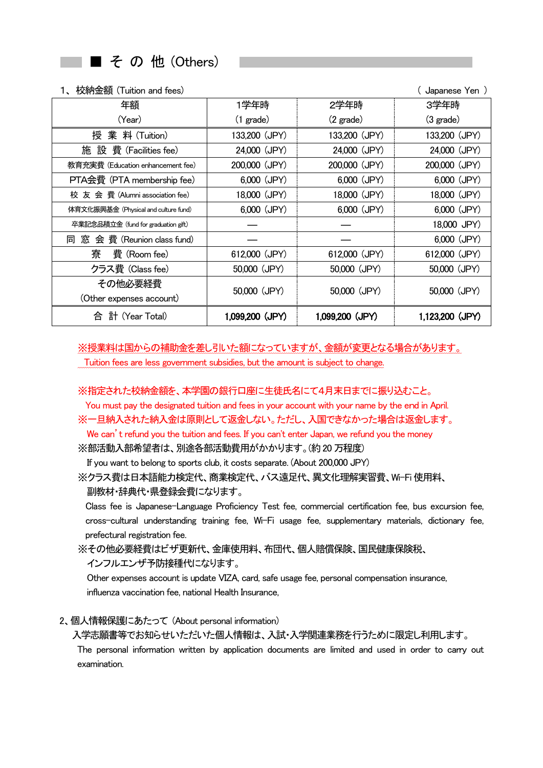## ■ そ の 他（Others）

1、校納金額（Tuition and fees）　　　（ Japanese Yen ）

| 年額<br>(Year) | 1学年時<br>(1 grade) | 2学年時<br>(2 grade) | 3学年時<br>(3 grade) |
|---|---|---|---|
| 授 業 料（Tuition） | 133,200（JPY） | 133,200（JPY） | 133,200（JPY） |
| 施 設 費（Facilities fee） | 24,000（JPY） | 24,000（JPY） | 24,000（JPY） |
| 教育充実費（Education enhancement fee） | 200,000（JPY） | 200,000（JPY） | 200,000（JPY） |
| PTA会費（PTA membership fee） | 6,000（JPY） | 6,000（JPY） | 6,000（JPY） |
| 校 友 会 費（Alumni association fee） | 18,000（JPY） | 18,000（JPY） | 18,000（JPY） |
| 体育文化振興基金（Physical and culture fund） | 6,000（JPY） | 6,000（JPY） | 6,000（JPY） |
| 卒業記念品積立金（fund for graduation gift） | ― | ― | 18,000 JPY） |
| 同 窓 会 費（Reunion class fund） | ― | ― | 6,000（JPY） |
| 寮 費（Room fee） | 612,000（JPY） | 612,000（JPY） | 612,000（JPY） |
| クラス費（Class fee） | 50,000（JPY） | 50,000（JPY） | 50,000（JPY） |
| その他必要経費<br>(Other expenses account) | 50,000（JPY） | 50,000（JPY） | 50,000（JPY） |
| 合 計（Year Total） | **1,099,200（JPY）** | **1,099,200（JPY）** | **1,123,200（JPY）** |

※授業料は国からの補助金を差し引いた額になっていますが、金額が変更となる場合があります。
Tuition fees are less government subsidies, but the amount is subject to change.

※指定された校納金額を、本学園の銀行口座に生徒氏名にて4月末日までに振り込むこと。
You must pay the designated tuition and fees in your account with your name by the end in April.

※一旦納入された納入金は原則として返金しない。ただし、入国できなかった場合は返金します。
We can't refund you the tuition and fees. If you can't enter Japan, we refund you the money

※部活動入部希望者は、別途各部活動費用がかかります。(約 20 万円程度)
If you want to belong to sports club, it costs separate. (About 200,000 JPY)

※クラス費は日本語能力検定代、商業検定代、バス遠足代、異文化理解実習費、Wi-Fi 使用料、副教材・辞典代・県登録会費になります。
Class fee is Japanese-Language Proficiency Test fee, commercial certification fee, bus excursion fee, cross-cultural understanding training fee, Wi-Fi usage fee, supplementary materials, dictionary fee, prefectural registration fee.

※その他必要経費はビザ更新代、金庫使用料、布団代、個人賠償保険、国民健康保険税、インフルエンザ予防接種代になります。
Other expenses account is update VIZA, card, safe usage fee, personal compensation insurance, influenza vaccination fee, national Health Insurance,

2、個人情報保護にあたって（About personal information）

入学志願書等でお知らせいただいた個人情報は、入試・入学関連業務を行うために限定し利用します。
The personal information written by application documents are limited and used in order to carry out examination.